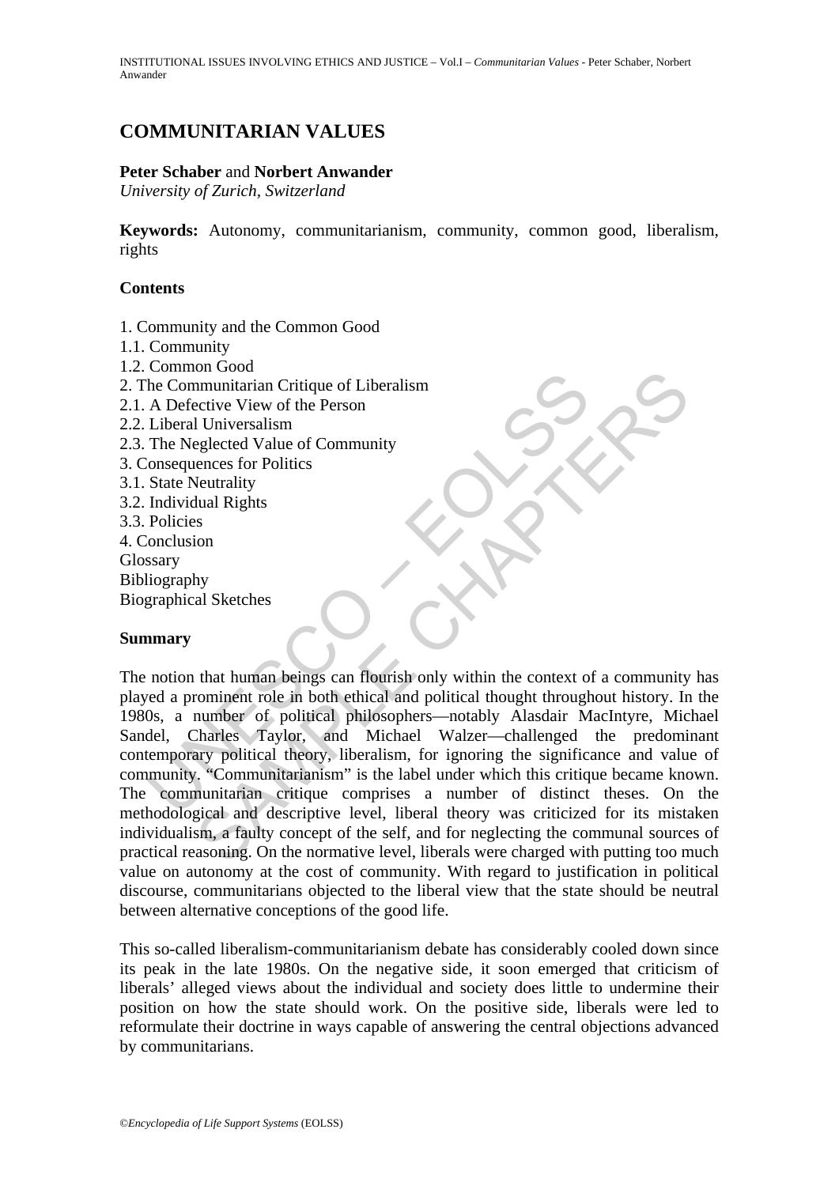# COMMUNITARIAN VALUES

**Peter Schaber** and **Norbert Anwander**

*University of Zurich, Switzerland*

**Keywords:** Autonomy, communitarianism, community, common good, liberalism, rights

## Contents

1. Community and the Common Good
1.1. Community
1.2. Common Good
2. The Communitarian Critique of Liberalism
2.1. A Defective View of the Person
2.2. Liberal Universalism
2.3. The Neglected Value of Community
3. Consequences for Politics
3.1. State Neutrality
3.2. Individual Rights
3.3. Policies
4. Conclusion

Glossary

Bibliography

Biographical Sketches

## Summary

The notion that human beings can flourish only within the context of a community has played a prominent role in both ethical and political thought throughout history. In the 1980s, a number of political philosophers—notably Alasdair MacIntyre, Michael Sandel, Charles Taylor, and Michael Walzer—challenged the predominant contemporary political theory, liberalism, for ignoring the significance and value of community. "Communitarianism" is the label under which this critique became known. The communitarian critique comprises a number of distinct theses. On the methodological and descriptive level, liberal theory was criticized for its mistaken individualism, a faulty concept of the self, and for neglecting the communal sources of practical reasoning. On the normative level, liberals were charged with putting too much value on autonomy at the cost of community. With regard to justification in political discourse, communitarians objected to the liberal view that the state should be neutral between alternative conceptions of the good life.

This so-called liberalism-communitarianism debate has considerably cooled down since its peak in the late 1980s. On the negative side, it soon emerged that criticism of liberals' alleged views about the individual and society does little to undermine their position on how the state should work. On the positive side, liberals were led to reformulate their doctrine in ways capable of answering the central objections advanced by communitarians.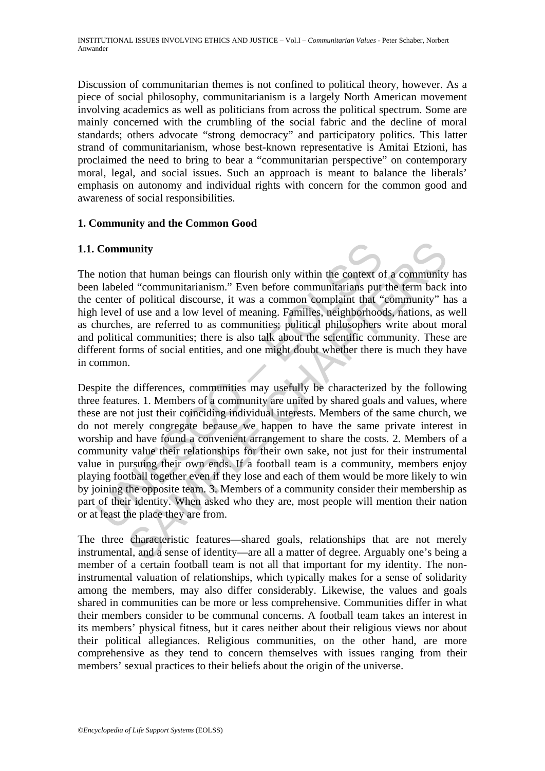Discussion of communitarian themes is not confined to political theory, however. As a piece of social philosophy, communitarianism is a largely North American movement involving academics as well as politicians from across the political spectrum. Some are mainly concerned with the crumbling of the social fabric and the decline of moral standards; others advocate "strong democracy" and participatory politics. This latter strand of communitarianism, whose best-known representative is Amitai Etzioni, has proclaimed the need to bring to bear a "communitarian perspective" on contemporary moral, legal, and social issues. Such an approach is meant to balance the liberals' emphasis on autonomy and individual rights with concern for the common good and awareness of social responsibilities.

## 1. Community and the Common Good

### 1.1. Community

The notion that human beings can flourish only within the context of a community has been labeled "communitarianism." Even before communitarians put the term back into the center of political discourse, it was a common complaint that "community" has a high level of use and a low level of meaning. Families, neighborhoods, nations, as well as churches, are referred to as communities; political philosophers write about moral and political communities; there is also talk about the scientific community. These are different forms of social entities, and one might doubt whether there is much they have in common.

Despite the differences, communities may usefully be characterized by the following three features. 1. Members of a community are united by shared goals and values, where these are not just their coinciding individual interests. Members of the same church, we do not merely congregate because we happen to have the same private interest in worship and have found a convenient arrangement to share the costs. 2. Members of a community value their relationships for their own sake, not just for their instrumental value in pursuing their own ends. If a football team is a community, members enjoy playing football together even if they lose and each of them would be more likely to win by joining the opposite team. 3. Members of a community consider their membership as part of their identity. When asked who they are, most people will mention their nation or at least the place they are from.

The three characteristic features—shared goals, relationships that are not merely instrumental, and a sense of identity—are all a matter of degree. Arguably one's being a member of a certain football team is not all that important for my identity. The non-instrumental valuation of relationships, which typically makes for a sense of solidarity among the members, may also differ considerably. Likewise, the values and goals shared in communities can be more or less comprehensive. Communities differ in what their members consider to be communal concerns. A football team takes an interest in its members' physical fitness, but it cares neither about their religious views nor about their political allegiances. Religious communities, on the other hand, are more comprehensive as they tend to concern themselves with issues ranging from their members' sexual practices to their beliefs about the origin of the universe.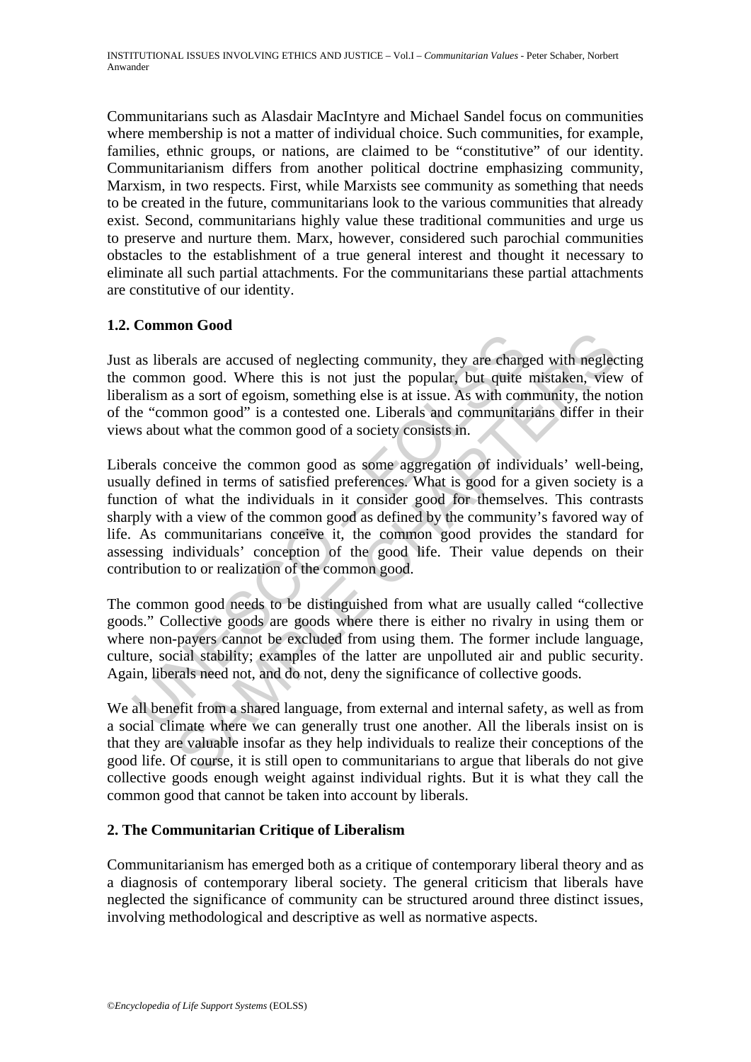Communitarians such as Alasdair MacIntyre and Michael Sandel focus on communities where membership is not a matter of individual choice. Such communities, for example, families, ethnic groups, or nations, are claimed to be "constitutive" of our identity. Communitarianism differs from another political doctrine emphasizing community, Marxism, in two respects. First, while Marxists see community as something that needs to be created in the future, communitarians look to the various communities that already exist. Second, communitarians highly value these traditional communities and urge us to preserve and nurture them. Marx, however, considered such parochial communities obstacles to the establishment of a true general interest and thought it necessary to eliminate all such partial attachments. For the communitarians these partial attachments are constitutive of our identity.

### 1.2. Common Good

Just as liberals are accused of neglecting community, they are charged with neglecting the common good. Where this is not just the popular, but quite mistaken, view of liberalism as a sort of egoism, something else is at issue. As with community, the notion of the "common good" is a contested one. Liberals and communitarians differ in their views about what the common good of a society consists in.

Liberals conceive the common good as some aggregation of individuals' well-being, usually defined in terms of satisfied preferences. What is good for a given society is a function of what the individuals in it consider good for themselves. This contrasts sharply with a view of the common good as defined by the community's favored way of life. As communitarians conceive it, the common good provides the standard for assessing individuals' conception of the good life. Their value depends on their contribution to or realization of the common good.

The common good needs to be distinguished from what are usually called "collective goods." Collective goods are goods where there is either no rivalry in using them or where non-payers cannot be excluded from using them. The former include language, culture, social stability; examples of the latter are unpolluted air and public security. Again, liberals need not, and do not, deny the significance of collective goods.

We all benefit from a shared language, from external and internal safety, as well as from a social climate where we can generally trust one another. All the liberals insist on is that they are valuable insofar as they help individuals to realize their conceptions of the good life. Of course, it is still open to communitarians to argue that liberals do not give collective goods enough weight against individual rights. But it is what they call the common good that cannot be taken into account by liberals.

## 2. The Communitarian Critique of Liberalism

Communitarianism has emerged both as a critique of contemporary liberal theory and as a diagnosis of contemporary liberal society. The general criticism that liberals have neglected the significance of community can be structured around three distinct issues, involving methodological and descriptive as well as normative aspects.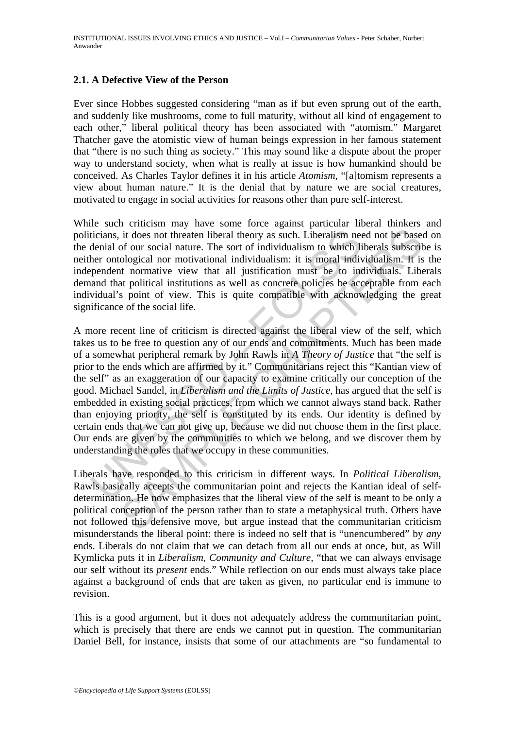### 2.1. A Defective View of the Person

Ever since Hobbes suggested considering "man as if but even sprung out of the earth, and suddenly like mushrooms, come to full maturity, without all kind of engagement to each other," liberal political theory has been associated with "atomism." Margaret Thatcher gave the atomistic view of human beings expression in her famous statement that "there is no such thing as society." This may sound like a dispute about the proper way to understand society, when what is really at issue is how humankind should be conceived. As Charles Taylor defines it in his article *Atomism*, "[a]tomism represents a view about human nature." It is the denial that by nature we are social creatures, motivated to engage in social activities for reasons other than pure self-interest.

While such criticism may have some force against particular liberal thinkers and politicians, it does not threaten liberal theory as such. Liberalism need not be based on the denial of our social nature. The sort of individualism to which liberals subscribe is neither ontological nor motivational individualism: it is moral individualism. It is the independent normative view that all justification must be to individuals. Liberals demand that political institutions as well as concrete policies be acceptable from each individual's point of view. This is quite compatible with acknowledging the great significance of the social life.

A more recent line of criticism is directed against the liberal view of the self, which takes us to be free to question any of our ends and commitments. Much has been made of a somewhat peripheral remark by John Rawls in *A Theory of Justice* that "the self is prior to the ends which are affirmed by it." Communitarians reject this "Kantian view of the self" as an exaggeration of our capacity to examine critically our conception of the good. Michael Sandel, in *Liberalism and the Limits of Justice*, has argued that the self is embedded in existing social practices, from which we cannot always stand back. Rather than enjoying priority, the self is constituted by its ends. Our identity is defined by certain ends that we can not give up, because we did not choose them in the first place. Our ends are given by the communities to which we belong, and we discover them by understanding the roles that we occupy in these communities.

Liberals have responded to this criticism in different ways. In *Political Liberalism*, Rawls basically accepts the communitarian point and rejects the Kantian ideal of self-determination. He now emphasizes that the liberal view of the self is meant to be only a political conception of the person rather than to state a metaphysical truth. Others have not followed this defensive move, but argue instead that the communitarian criticism misunderstands the liberal point: there is indeed no self that is "unencumbered" by *any* ends. Liberals do not claim that we can detach from all our ends at once, but, as Will Kymlicka puts it in *Liberalism, Community and Culture*, "that we can always envisage our self without its *present* ends." While reflection on our ends must always take place against a background of ends that are taken as given, no particular end is immune to revision.

This is a good argument, but it does not adequately address the communitarian point, which is precisely that there are ends we cannot put in question. The communitarian Daniel Bell, for instance, insists that some of our attachments are "so fundamental to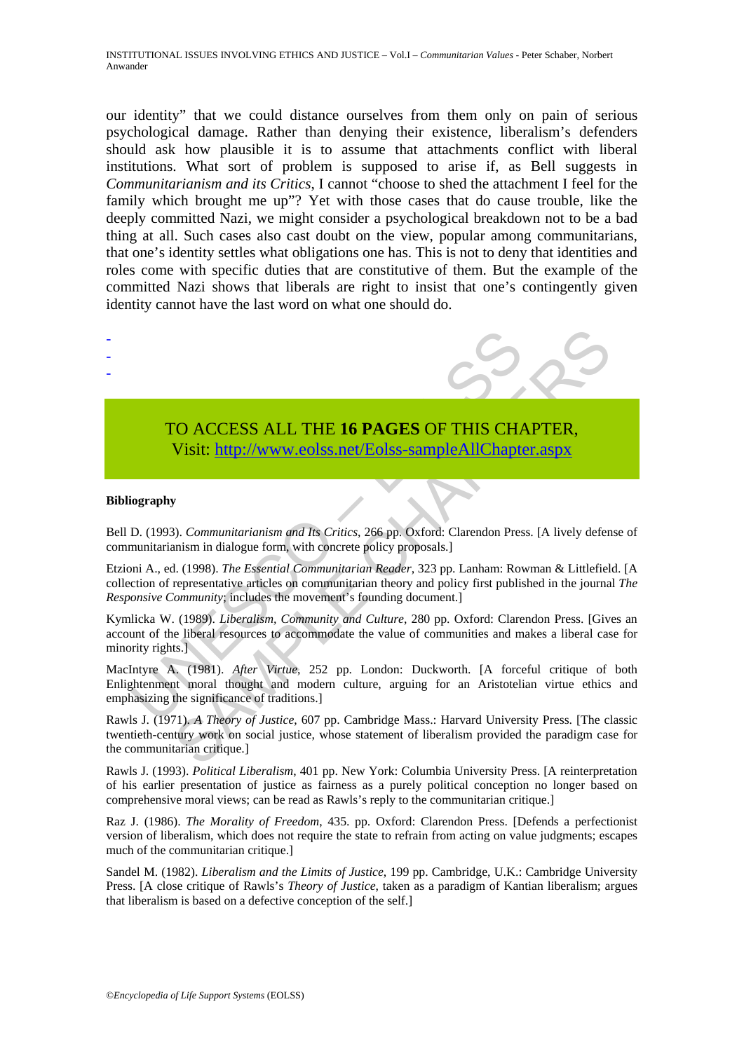our identity" that we could distance ourselves from them only on pain of serious psychological damage. Rather than denying their existence, liberalism's defenders should ask how plausible it is to assume that attachments conflict with liberal institutions. What sort of problem is supposed to arise if, as Bell suggests in *Communitarianism and its Critics*, I cannot "choose to shed the attachment I feel for the family which brought me up"? Yet with those cases that do cause trouble, like the deeply committed Nazi, we might consider a psychological breakdown not to be a bad thing at all. Such cases also cast doubt on the view, popular among communitarians, that one's identity settles what obligations one has. This is not to deny that identities and roles come with specific duties that are constitutive of them. But the example of the committed Nazi shows that liberals are right to insist that one's contingently given identity cannot have the last word on what one should do.

-
-
-

TO ACCESS ALL THE **16 PAGES** OF THIS CHAPTER,
Visit: http://www.eolss.net/Eolss-sampleAllChapter.aspx

**Bibliography**

Bell D. (1993). *Communitarianism and Its Critics*, 266 pp. Oxford: Clarendon Press. [A lively defense of communitarianism in dialogue form, with concrete policy proposals.]

Etzioni A., ed. (1998). *The Essential Communitarian Reader*, 323 pp. Lanham: Rowman & Littlefield. [A collection of representative articles on communitarian theory and policy first published in the journal *The Responsive Community*; includes the movement's founding document.]

Kymlicka W. (1989). *Liberalism, Community and Culture*, 280 pp. Oxford: Clarendon Press. [Gives an account of the liberal resources to accommodate the value of communities and makes a liberal case for minority rights.]

MacIntyre A. (1981). *After Virtue*, 252 pp. London: Duckworth. [A forceful critique of both Enlightenment moral thought and modern culture, arguing for an Aristotelian virtue ethics and emphasizing the significance of traditions.]

Rawls J. (1971). *A Theory of Justice*, 607 pp. Cambridge Mass.: Harvard University Press. [The classic twentieth-century work on social justice, whose statement of liberalism provided the paradigm case for the communitarian critique.]

Rawls J. (1993). *Political Liberalism*, 401 pp. New York: Columbia University Press. [A reinterpretation of his earlier presentation of justice as fairness as a purely political conception no longer based on comprehensive moral views; can be read as Rawls's reply to the communitarian critique.]

Raz J. (1986). *The Morality of Freedom*, 435. pp. Oxford: Clarendon Press. [Defends a perfectionist version of liberalism, which does not require the state to refrain from acting on value judgments; escapes much of the communitarian critique.]

Sandel M. (1982). *Liberalism and the Limits of Justice*, 199 pp. Cambridge, U.K.: Cambridge University Press. [A close critique of Rawls's *Theory of Justice*, taken as a paradigm of Kantian liberalism; argues that liberalism is based on a defective conception of the self.]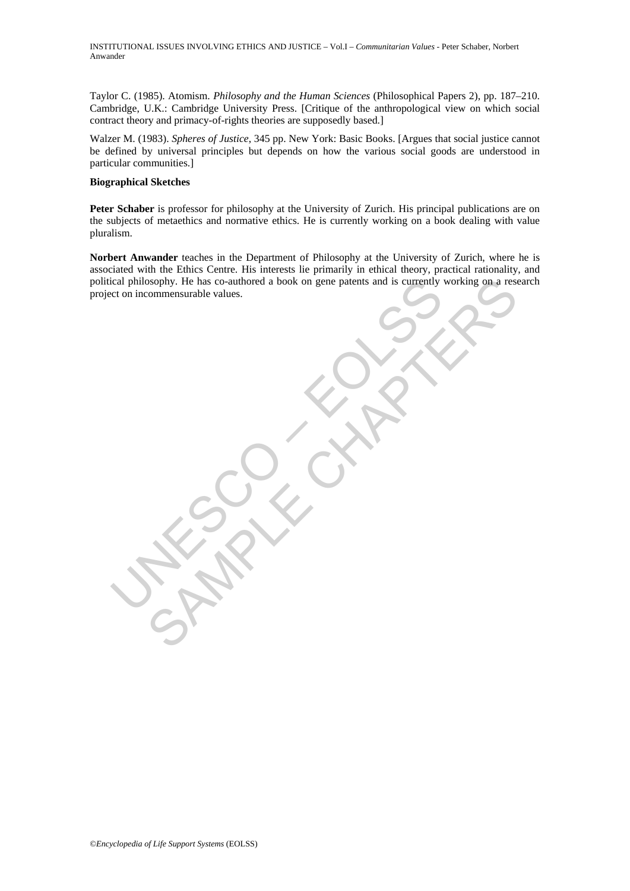Taylor C. (1985). Atomism. *Philosophy and the Human Sciences* (Philosophical Papers 2), pp. 187–210. Cambridge, U.K.: Cambridge University Press. [Critique of the anthropological view on which social contract theory and primacy-of-rights theories are supposedly based.]

Walzer M. (1983). *Spheres of Justice*, 345 pp. New York: Basic Books. [Argues that social justice cannot be defined by universal principles but depends on how the various social goods are understood in particular communities.]

**Biographical Sketches**

**Peter Schaber** is professor for philosophy at the University of Zurich. His principal publications are on the subjects of metaethics and normative ethics. He is currently working on a book dealing with value pluralism.

**Norbert Anwander** teaches in the Department of Philosophy at the University of Zurich, where he is associated with the Ethics Centre. His interests lie primarily in ethical theory, practical rationality, and political philosophy. He has co-authored a book on gene patents and is currently working on a research project on incommensurable values.